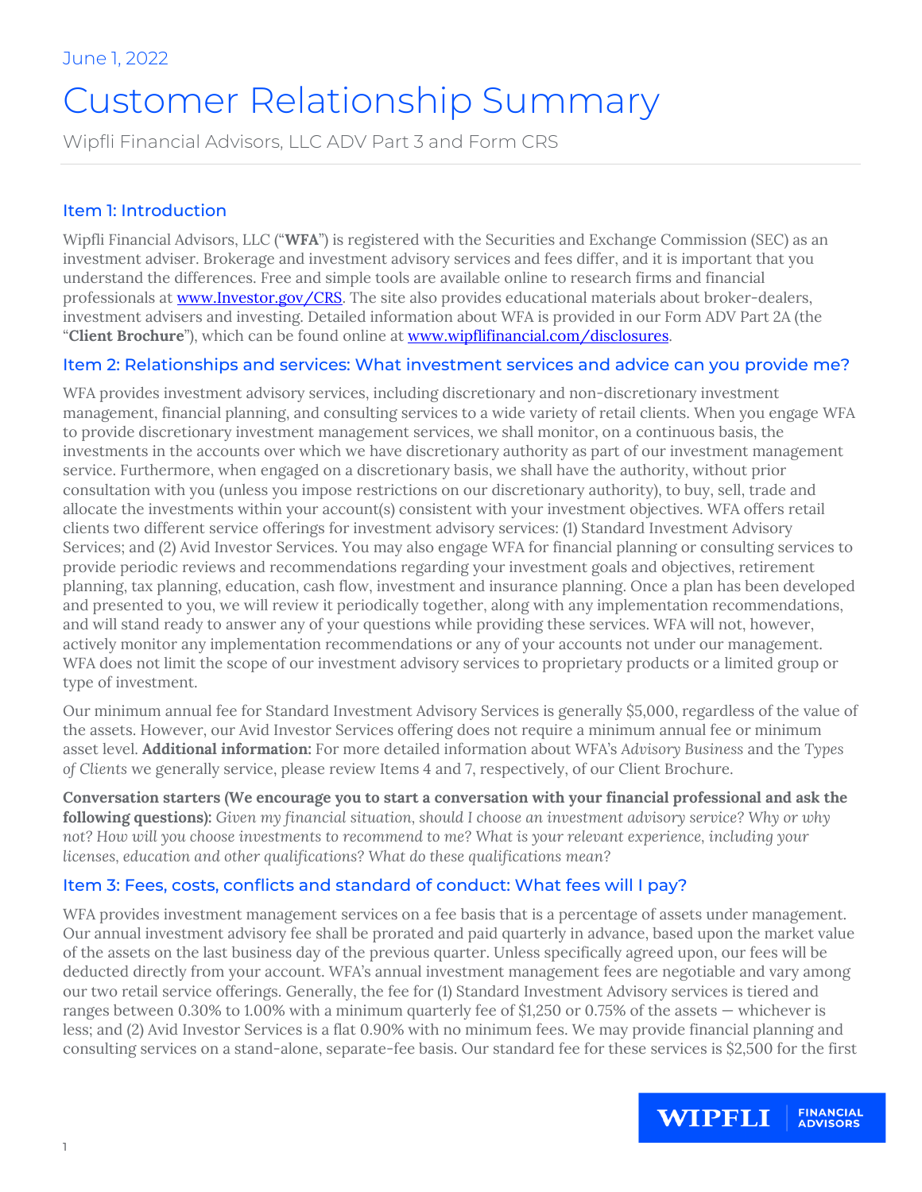June 1, 2022

# Customer Relationship Summary

Wipfli Financial Advisors, LLC ADV Part 3 and Form CRS

## Item 1: Introduction

Wipfli Financial Advisors, LLC ("**WFA**") is registered with the Securities and Exchange Commission (SEC) as an investment adviser. Brokerage and investment advisory services and fees differ, and it is important that you understand the differences. Free and simple tools are available online to research firms and financial professionals at [www.Investor.gov/CRS](www.Investor.gov/CRS). The site also provides educational materials about broker-dealers, investment advisers and investing. Detailed information about WFA is provided in our Form ADV Part 2A (the "**Client Brochure**"), which can be found online at [www.wipflifinancial.com/disclosures](www.wipflifinancial.com/disclosures).

## Item 2: Relationships and services: What investment services and advice can you provide me?

WFA provides investment advisory services, including discretionary and non-discretionary investment management, financial planning, and consulting services to a wide variety of retail clients. When you engage WFA to provide discretionary investment management services, we shall monitor, on a continuous basis, the investments in the accounts over which we have discretionary authority as part of our investment management service. Furthermore, when engaged on a discretionary basis, we shall have the authority, without prior consultation with you (unless you impose restrictions on our discretionary authority), to buy, sell, trade and allocate the investments within your account(s) consistent with your investment objectives. WFA offers retail clients two different service offerings for investment advisory services: (1) Standard Investment Advisory Services; and (2) Avid Investor Services. You may also engage WFA for financial planning or consulting services to provide periodic reviews and recommendations regarding your investment goals and objectives, retirement planning, tax planning, education, cash flow, investment and insurance planning. Once a plan has been developed and presented to you, we will review it periodically together, along with any implementation recommendations, and will stand ready to answer any of your questions while providing these services. WFA will not, however, actively monitor any implementation recommendations or any of your accounts not under our management. WFA does not limit the scope of our investment advisory services to proprietary products or a limited group or type of investment.

Our minimum annual fee for Standard Investment Advisory Services is generally $5,000, regardless of the value of the assets. However, our Avid Investor Services offering does not require a minimum annual fee or minimum asset level. **Additional information:** For more detailed information about WFA's *Advisory Business* and the *Types of Clients* we generally service, please review Items 4 and 7, respectively, of our Client Brochure.

**Conversation starters (We encourage you to start a conversation with your financial professional and ask the following questions):** *Given my financial situation, should I choose an investment advisory service? Why or why not? How will you choose investments to recommend to me? What is your relevant experience, including your licenses, education and other qualifications? What do these qualifications mean?*

## Item 3: Fees, costs, conflicts and standard of conduct: What fees will I pay?

WFA provides investment management services on a fee basis that is a percentage of assets under management. Our annual investment advisory fee shall be prorated and paid quarterly in advance, based upon the market value of the assets on the last business day of the previous quarter. Unless specifically agreed upon, our fees will be deducted directly from your account. WFA's annual investment management fees are negotiable and vary among our two retail service offerings. Generally, the fee for (1) Standard Investment Advisory services is tiered and ranges between 0.30% to 1.00% with a minimum quarterly fee of $1,250 or 0.75% of the assets — whichever is less; and (2) Avid Investor Services is a flat 0.90% with no minimum fees. We may provide financial planning and consulting services on a stand-alone, separate-fee basis. Our standard fee for these services is $2,500 for the first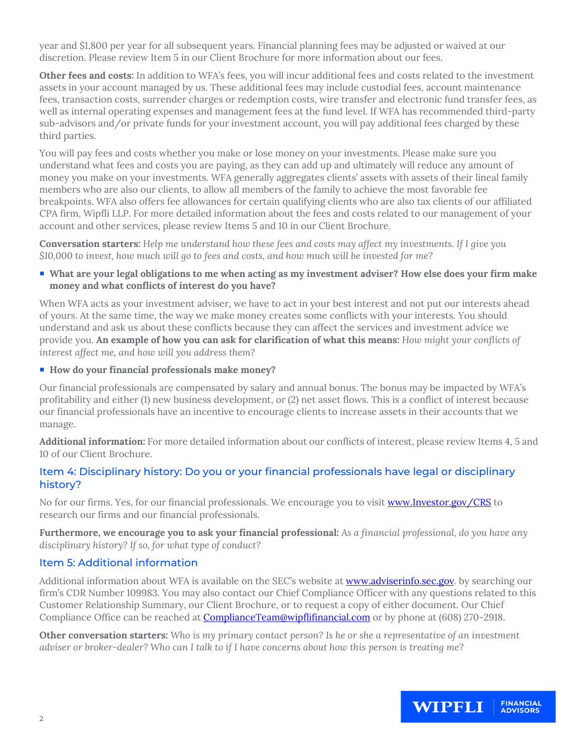year and $1,800 per year for all subsequent years. Financial planning fees may be adjusted or waived at our discretion. Please review Item 5 in our Client Brochure for more information about our fees.

**Other fees and costs:** In addition to WFA's fees, you will incur additional fees and costs related to the investment assets in your account managed by us. These additional fees may include custodial fees, account maintenance fees, transaction costs, surrender charges or redemption costs, wire transfer and electronic fund transfer fees, as well as internal operating expenses and management fees at the fund level. If WFA has recommended third-party sub-advisors and/or private funds for your investment account, you will pay additional fees charged by these third parties.

You will pay fees and costs whether you make or lose money on your investments. Please make sure you understand what fees and costs you are paying, as they can add up and ultimately will reduce any amount of money you make on your investments. WFA generally aggregates clients' assets with assets of their lineal family members who are also our clients, to allow all members of the family to achieve the most favorable fee breakpoints. WFA also offers fee allowances for certain qualifying clients who are also tax clients of our affiliated CPA firm, Wipfli LLP. For more detailed information about the fees and costs related to our management of your account and other services, please review Items 5 and 10 in our Client Brochure.

**Conversation starters:** *Help me understand how these fees and costs may affect my investments. If I give you $10,000 to invest, how much will go to fees and costs, and how much will be invested for me?*

- **What are your legal obligations to me when acting as my investment adviser? How else does your firm make money and what conflicts of interest do you have?**

When WFA acts as your investment adviser, we have to act in your best interest and not put our interests ahead of yours. At the same time, the way we make money creates some conflicts with your interests. You should understand and ask us about these conflicts because they can affect the services and investment advice we provide you. **An example of how you can ask for clarification of what this means:** *How might your conflicts of interest affect me, and how will you address them?*

- **How do your financial professionals make money?**

Our financial professionals are compensated by salary and annual bonus. The bonus may be impacted by WFA's profitability and either (1) new business development, or (2) net asset flows. This is a conflict of interest because our financial professionals have an incentive to encourage clients to increase assets in their accounts that we manage.

**Additional information:** For more detailed information about our conflicts of interest, please review Items 4, 5 and 10 of our Client Brochure.

## Item 4: Disciplinary history: Do you or your financial professionals have legal or disciplinary history?

No for our firms. Yes, for our financial professionals. We encourage you to visit www.Investor.gov/CRS to research our firms and our financial professionals.

**Furthermore, we encourage you to ask your financial professional:** *As a financial professional, do you have any disciplinary history? If so, for what type of conduct?*

## Item 5: Additional information

Additional information about WFA is available on the SEC's website at www.adviserinfo.sec.gov. by searching our firm's CDR Number 109983. You may also contact our Chief Compliance Officer with any questions related to this Customer Relationship Summary, our Client Brochure, or to request a copy of either document. Our Chief Compliance Office can be reached at ComplianceTeam@wipflifinancial.com or by phone at (608) 270-2918.

**Other conversation starters:** *Who is my primary contact person? Is he or she a representative of an investment adviser or broker-dealer? Who can I talk to if I have concerns about how this person is treating me?*

WIPFLI FINANCIAL ADVISORS